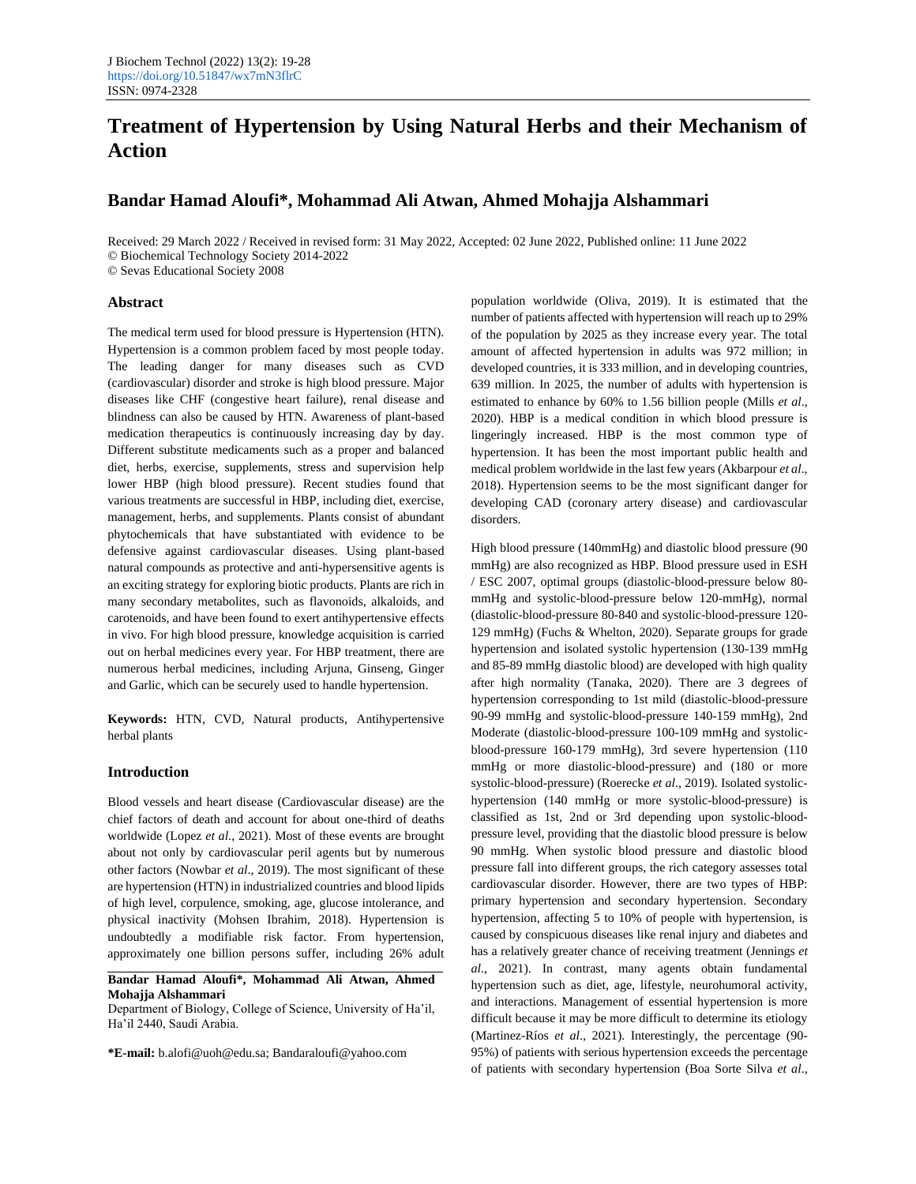J Biochem Technol (2022) 13(2): 19-28
https://doi.org/10.51847/wx7mN3flrC
ISSN: 0974-2328

# Treatment of Hypertension by Using Natural Herbs and their Mechanism of Action

## Bandar Hamad Aloufi*, Mohammad Ali Atwan, Ahmed Mohajja Alshammari

Received: 29 March 2022 / Received in revised form: 31 May 2022, Accepted: 02 June 2022, Published online: 11 June 2022
© Biochemical Technology Society 2014-2022
© Sevas Educational Society 2008

### Abstract

The medical term used for blood pressure is Hypertension (HTN). Hypertension is a common problem faced by most people today. The leading danger for many diseases such as CVD (cardiovascular) disorder and stroke is high blood pressure. Major diseases like CHF (congestive heart failure), renal disease and blindness can also be caused by HTN. Awareness of plant-based medication therapeutics is continuously increasing day by day. Different substitute medicaments such as a proper and balanced diet, herbs, exercise, supplements, stress and supervision help lower HBP (high blood pressure). Recent studies found that various treatments are successful in HBP, including diet, exercise, management, herbs, and supplements. Plants consist of abundant phytochemicals that have substantiated with evidence to be defensive against cardiovascular diseases. Using plant-based natural compounds as protective and anti-hypersensitive agents is an exciting strategy for exploring biotic products. Plants are rich in many secondary metabolites, such as flavonoids, alkaloids, and carotenoids, and have been found to exert antihypertensive effects in vivo. For high blood pressure, knowledge acquisition is carried out on herbal medicines every year. For HBP treatment, there are numerous herbal medicines, including Arjuna, Ginseng, Ginger and Garlic, which can be securely used to handle hypertension.

**Keywords:** HTN, CVD, Natural products, Antihypertensive herbal plants

### Introduction

Blood vessels and heart disease (Cardiovascular disease) are the chief factors of death and account for about one-third of deaths worldwide (Lopez *et al*., 2021). Most of these events are brought about not only by cardiovascular peril agents but by numerous other factors (Nowbar *et al*., 2019). The most significant of these are hypertension (HTN) in industrialized countries and blood lipids of high level, corpulence, smoking, age, glucose intolerance, and physical inactivity (Mohsen Ibrahim, 2018). Hypertension is undoubtedly a modifiable risk factor. From hypertension, approximately one billion persons suffer, including 26% adult population worldwide (Oliva, 2019). It is estimated that the number of patients affected with hypertension will reach up to 29% of the population by 2025 as they increase every year. The total amount of affected hypertension in adults was 972 million; in developed countries, it is 333 million, and in developing countries, 639 million. In 2025, the number of adults with hypertension is estimated to enhance by 60% to 1.56 billion people (Mills *et al*., 2020). HBP is a medical condition in which blood pressure is lingeringly increased. HBP is the most common type of hypertension. It has been the most important public health and medical problem worldwide in the last few years (Akbarpour *et al*., 2018). Hypertension seems to be the most significant danger for developing CAD (coronary artery disease) and cardiovascular disorders.

High blood pressure (140mmHg) and diastolic blood pressure (90 mmHg) are also recognized as HBP. Blood pressure used in ESH / ESC 2007, optimal groups (diastolic-blood-pressure below 80-mmHg and systolic-blood-pressure below 120-mmHg), normal (diastolic-blood-pressure 80-840 and systolic-blood-pressure 120-129 mmHg) (Fuchs & Whelton, 2020). Separate groups for grade hypertension and isolated systolic hypertension (130-139 mmHg and 85-89 mmHg diastolic blood) are developed with high quality after high normality (Tanaka, 2020). There are 3 degrees of hypertension corresponding to 1st mild (diastolic-blood-pressure 90-99 mmHg and systolic-blood-pressure 140-159 mmHg), 2nd Moderate (diastolic-blood-pressure 100-109 mmHg and systolic-blood-pressure 160-179 mmHg), 3rd severe hypertension (110 mmHg or more diastolic-blood-pressure) and (180 or more systolic-blood-pressure) (Roerecke *et al*., 2019). Isolated systolic-hypertension (140 mmHg or more systolic-blood-pressure) is classified as 1st, 2nd or 3rd depending upon systolic-blood-pressure level, providing that the diastolic blood pressure is below 90 mmHg. When systolic blood pressure and diastolic blood pressure fall into different groups, the rich category assesses total cardiovascular disorder. However, there are two types of HBP: primary hypertension and secondary hypertension. Secondary hypertension, affecting 5 to 10% of people with hypertension, is caused by conspicuous diseases like renal injury and diabetes and has a relatively greater chance of receiving treatment (Jennings *et al*., 2021). In contrast, many agents obtain fundamental hypertension such as diet, age, lifestyle, neurohumoral activity, and interactions. Management of essential hypertension is more difficult because it may be more difficult to determine its etiology (Martinez-Ríos *et al*., 2021). Interestingly, the percentage (90-95%) of patients with serious hypertension exceeds the percentage of patients with secondary hypertension (Boa Sorte Silva *et al*.,

**Bandar Hamad Aloufi*, Mohammad Ali Atwan, Ahmed Mohajja Alshammari**

Department of Biology, College of Science, University of Ha'il, Ha'il 2440, Saudi Arabia.

***E-mail:** b.alofi@uoh@edu.sa; Bandaraloufi@yahoo.com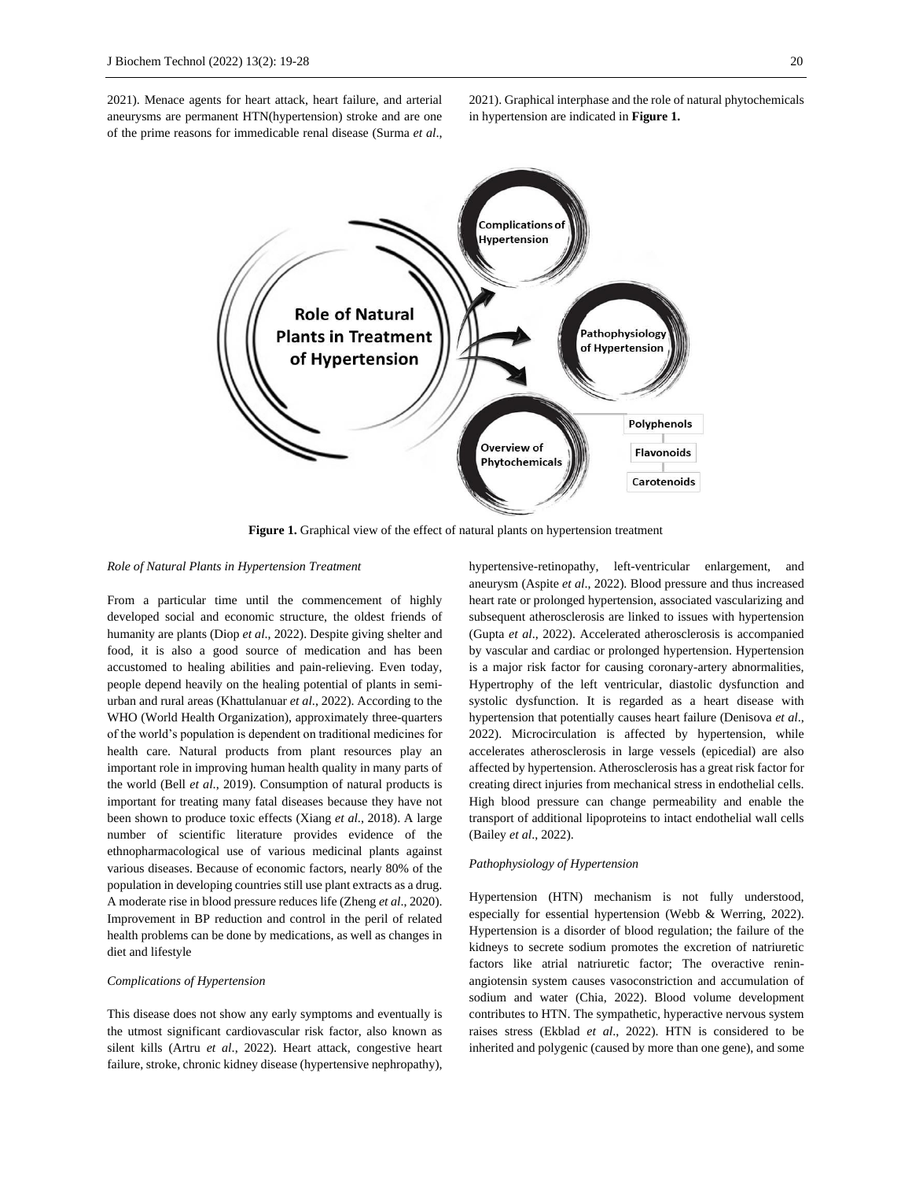2021). Menace agents for heart attack, heart failure, and arterial aneurysms are permanent HTN(hypertension) stroke and are one of the prime reasons for immedicable renal disease (Surma *et al*., 2021). Graphical interphase and the role of natural phytochemicals in hypertension are indicated in **Figure 1.**

**Figure 1.** Graphical view of the effect of natural plants on hypertension treatment

*Role of Natural Plants in Hypertension Treatment*

From a particular time until the commencement of highly developed social and economic structure, the oldest friends of humanity are plants (Diop *et al*., 2022). Despite giving shelter and food, it is also a good source of medication and has been accustomed to healing abilities and pain-relieving. Even today, people depend heavily on the healing potential of plants in semi-urban and rural areas (Khattulanuar *et al*., 2022). According to the WHO (World Health Organization), approximately three-quarters of the world's population is dependent on traditional medicines for health care. Natural products from plant resources play an important role in improving human health quality in many parts of the world (Bell *et al.*, 2019). Consumption of natural products is important for treating many fatal diseases because they have not been shown to produce toxic effects (Xiang *et al.*, 2018). A large number of scientific literature provides evidence of the ethnopharmacological use of various medicinal plants against various diseases. Because of economic factors, nearly 80% of the population in developing countries still use plant extracts as a drug. A moderate rise in blood pressure reduces life (Zheng *et al*., 2020). Improvement in BP reduction and control in the peril of related health problems can be done by medications, as well as changes in diet and lifestyle

*Complications of Hypertension*

This disease does not show any early symptoms and eventually is the utmost significant cardiovascular risk factor, also known as silent kills (Artru *et al.,* 2022). Heart attack, congestive heart failure, stroke, chronic kidney disease (hypertensive nephropathy), hypertensive-retinopathy, left-ventricular enlargement, and aneurysm (Aspite *et al*., 2022). Blood pressure and thus increased heart rate or prolonged hypertension, associated vascularizing and subsequent atherosclerosis are linked to issues with hypertension (Gupta *et al*., 2022). Accelerated atherosclerosis is accompanied by vascular and cardiac or prolonged hypertension. Hypertension is a major risk factor for causing coronary-artery abnormalities, Hypertrophy of the left ventricular, diastolic dysfunction and systolic dysfunction. It is regarded as a heart disease with hypertension that potentially causes heart failure (Denisova *et al*., 2022). Microcirculation is affected by hypertension, while accelerates atherosclerosis in large vessels (epicedial) are also affected by hypertension. Atherosclerosis has a great risk factor for creating direct injuries from mechanical stress in endothelial cells. High blood pressure can change permeability and enable the transport of additional lipoproteins to intact endothelial wall cells (Bailey *et al*., 2022).

*Pathophysiology of Hypertension*

Hypertension (HTN) mechanism is not fully understood, especially for essential hypertension (Webb & Werring, 2022). Hypertension is a disorder of blood regulation; the failure of the kidneys to secrete sodium promotes the excretion of natriuretic factors like atrial natriuretic factor; The overactive renin-angiotensin system causes vasoconstriction and accumulation of sodium and water (Chia, 2022). Blood volume development contributes to HTN. The sympathetic, hyperactive nervous system raises stress (Ekblad *et al*., 2022). HTN is considered to be inherited and polygenic (caused by more than one gene), and some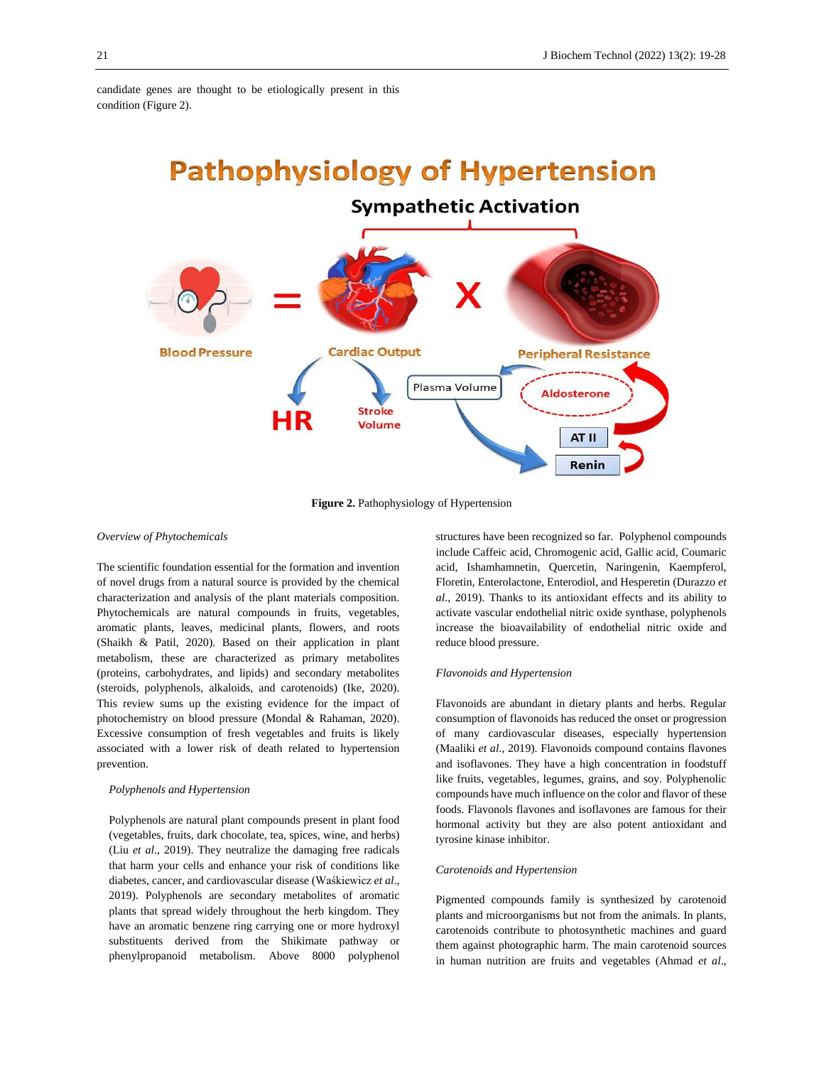candidate genes are thought to be etiologically present in this condition (Figure 2).

**Figure 2.** Pathophysiology of Hypertension

*Overview of Phytochemicals*

The scientific foundation essential for the formation and invention of novel drugs from a natural source is provided by the chemical characterization and analysis of the plant materials composition. Phytochemicals are natural compounds in fruits, vegetables, aromatic plants, leaves, medicinal plants, flowers, and roots (Shaikh & Patil, 2020). Based on their application in plant metabolism, these are characterized as primary metabolites (proteins, carbohydrates, and lipids) and secondary metabolites (steroids, polyphenols, alkaloids, and carotenoids) (Ike, 2020). This review sums up the existing evidence for the impact of photochemistry on blood pressure (Mondal & Rahaman, 2020). Excessive consumption of fresh vegetables and fruits is likely associated with a lower risk of death related to hypertension prevention.

*Polyphenols and Hypertension*

Polyphenols are natural plant compounds present in plant food (vegetables, fruits, dark chocolate, tea, spices, wine, and herbs) (Liu *et al*., 2019). They neutralize the damaging free radicals that harm your cells and enhance your risk of conditions like diabetes, cancer, and cardiovascular disease (Waśkiewicz *et al*., 2019). Polyphenols are secondary metabolites of aromatic plants that spread widely throughout the herb kingdom. They have an aromatic benzene ring carrying one or more hydroxyl substituents derived from the Shikimate pathway or phenylpropanoid metabolism. Above 8000 polyphenol structures have been recognized so far. Polyphenol compounds include Caffeic acid, Chromogenic acid, Gallic acid, Coumaric acid, Ishamhamnetin, Quercetin, Naringenin, Kaempferol, Floretin, Enterolactone, Enterodiol, and Hesperetin (Durazzo *et al*., 2019). Thanks to its antioxidant effects and its ability to activate vascular endothelial nitric oxide synthase, polyphenols increase the bioavailability of endothelial nitric oxide and reduce blood pressure.

*Flavonoids and Hypertension*

Flavonoids are abundant in dietary plants and herbs. Regular consumption of flavonoids has reduced the onset or progression of many cardiovascular diseases, especially hypertension (Maaliki *et al*., 2019). Flavonoids compound contains flavones and isoflavones. They have a high concentration in foodstuff like fruits, vegetables, legumes, grains, and soy. Polyphenolic compounds have much influence on the color and flavor of these foods. Flavonols flavones and isoflavones are famous for their hormonal activity but they are also potent antioxidant and tyrosine kinase inhibitor.

*Carotenoids and Hypertension*

Pigmented compounds family is synthesized by carotenoid plants and microorganisms but not from the animals. In plants, carotenoids contribute to photosynthetic machines and guard them against photographic harm. The main carotenoid sources in human nutrition are fruits and vegetables (Ahmad *et al*.,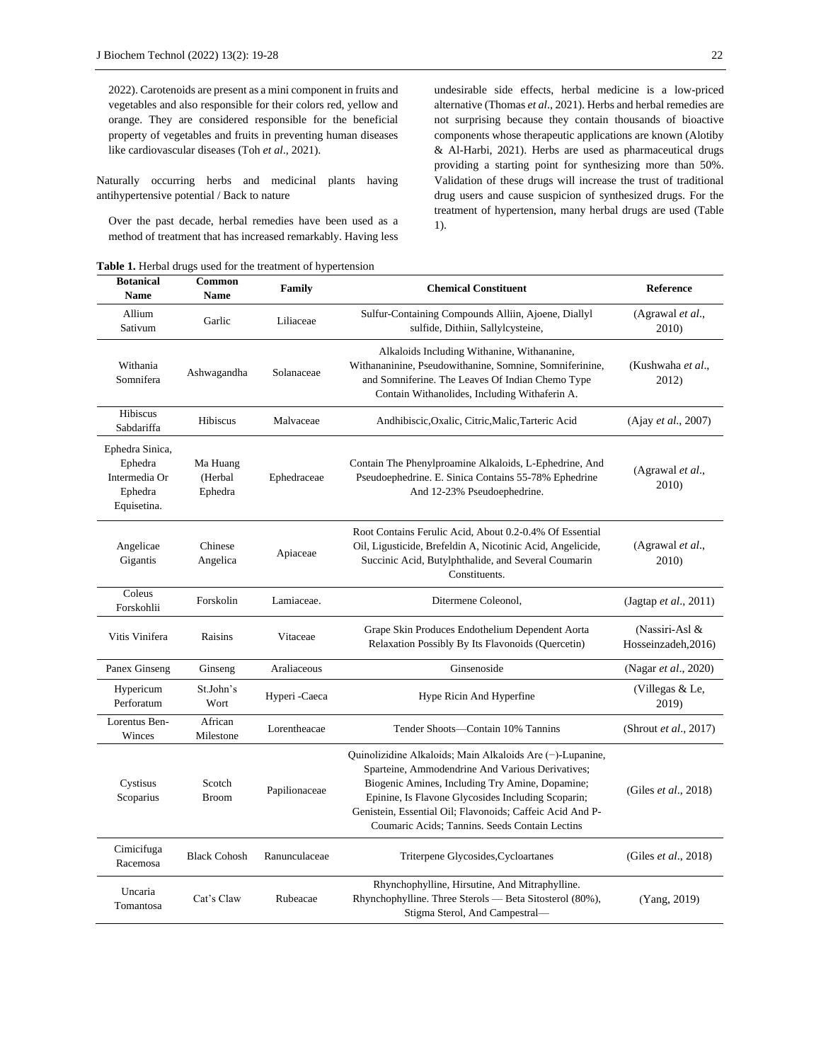2022). Carotenoids are present as a mini component in fruits and vegetables and also responsible for their colors red, yellow and orange. They are considered responsible for the beneficial property of vegetables and fruits in preventing human diseases like cardiovascular diseases (Toh *et al*., 2021).

Naturally occurring herbs and medicinal plants having antihypertensive potential / Back to nature

Over the past decade, herbal remedies have been used as a method of treatment that has increased remarkably. Having less undesirable side effects, herbal medicine is a low-priced alternative (Thomas *et al*., 2021). Herbs and herbal remedies are not surprising because they contain thousands of bioactive components whose therapeutic applications are known (Alotiby & Al-Harbi, 2021). Herbs are used as pharmaceutical drugs providing a starting point for synthesizing more than 50%. Validation of these drugs will increase the trust of traditional drug users and cause suspicion of synthesized drugs. For the treatment of hypertension, many herbal drugs are used (Table 1).

**Table 1.** Herbal drugs used for the treatment of hypertension

| Botanical Name | Common Name | Family | Chemical Constituent | Reference |
|---|---|---|---|---|
| Allium Sativum | Garlic | Liliaceae | Sulfur-Containing Compounds Alliin, Ajoene, Diallyl sulfide, Dithiin, Sallylcysteine, | (Agrawal *et al*., 2010) |
| Withania Somnifera | Ashwagandha | Solanaceae | Alkaloids Including Withanine, Withananine, Withananinine, Pseudowithanine, Somnine, Somniferinine, and Somniferine. The Leaves Of Indian Chemo Type Contain Withanolides, Including Withaferin A. | (Kushwaha *et al*., 2012) |
| Hibiscus Sabdariffa | Hibiscus | Malvaceae | Andhibiscic,Oxalic, Citric,Malic,Tarteric Acid | (Ajay *et al*., 2007) |
| Ephedra Sinica, Ephedra Intermedia Or Ephedra Equisetina. | Ma Huang (Herbal Ephedra | Ephedraceae | Contain The Phenylproamine Alkaloids, L-Ephedrine, And Pseudoephedrine. E. Sinica Contains 55-78% Ephedrine And 12-23% Pseudoephedrine. | (Agrawal *et al*., 2010) |
| Angelicae Gigantis | Chinese Angelica | Apiaceae | Root Contains Ferulic Acid, About 0.2-0.4% Of Essential Oil, Ligusticide, Brefeldin A, Nicotinic Acid, Angelicide, Succinic Acid, Butylphthalide, and Several Coumarin Constituents. | (Agrawal *et al*., 2010) |
| Coleus Forskohlii | Forskolin | Lamiaceae. | Ditermene Coleonol, | (Jagtap *et al*., 2011) |
| Vitis Vinifera | Raisins | Vitaceae | Grape Skin Produces Endothelium Dependent Aorta Relaxation Possibly By Its Flavonoids (Quercetin) | (Nassiri-Asl & Hosseinzadeh,2016) |
| Panex Ginseng | Ginseng | Araliaceous | Ginsenoside | (Nagar *et al*., 2020) |
| Hypericum Perforatum | St.John's Wort | Hyperi -Caeca | Hype Ricin And Hyperfine | (Villegas & Le, 2019) |
| Lorentus Ben-Winces | African Milestone | Lorentheacae | Tender Shoots—Contain 10% Tannins | (Shrout *et al*., 2017) |
| Cystisus Scoparius | Scotch Broom | Papilionaceae | Quinolizidine Alkaloids; Main Alkaloids Are (−)-Lupanine, Sparteine, Ammodendrine And Various Derivatives; Biogenic Amines, Including Try Amine, Dopamine; Epinine, Is Flavone Glycosides Including Scoparin; Genistein, Essential Oil; Flavonoids; Caffeic Acid And P-Coumaric Acids; Tannins. Seeds Contain Lectins | (Giles *et al*., 2018) |
| Cimicifuga Racemosa | Black Cohosh | Ranunculaceae | Triterpene Glycosides,Cycloartanes | (Giles *et al*., 2018) |
| Uncaria Tomantosa | Cat's Claw | Rubeacae | Rhynchophylline, Hirsutine, And Mitraphylline. Rhynchophylline. Three Sterols — Beta Sitosterol (80%), Stigma Sterol, And Campestral— | (Yang, 2019) |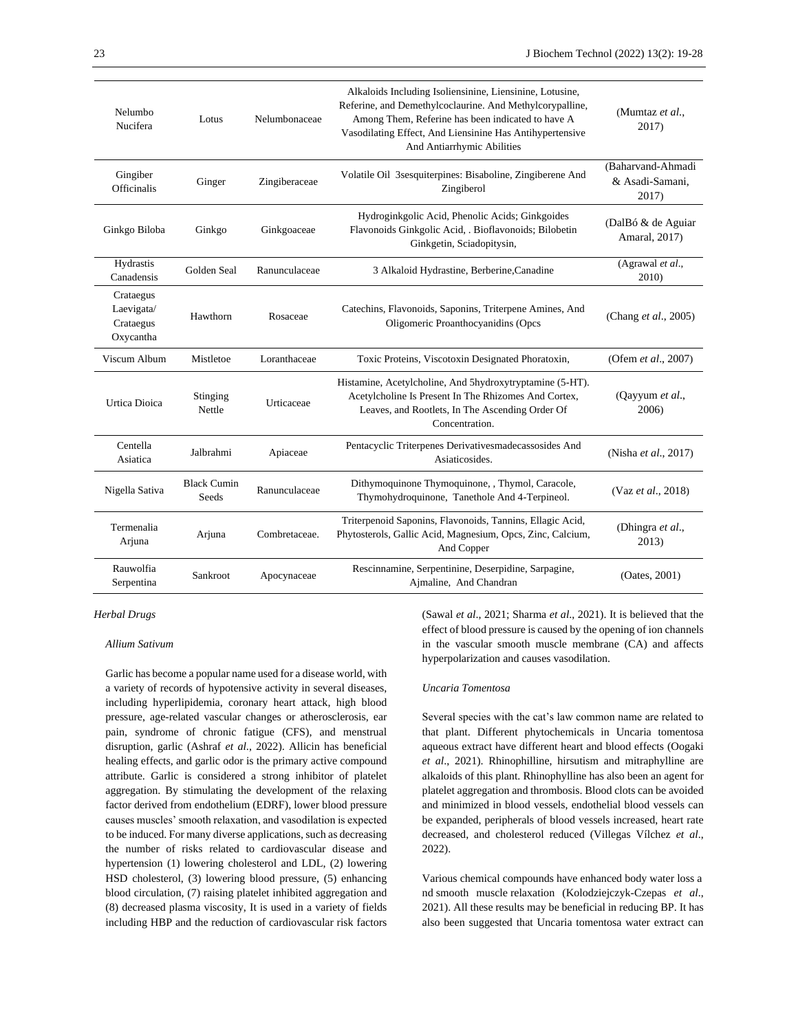| | | | | |
|---|---|---|---|---|
| Nelumbo Nucifera | Lotus | Nelumbonaceae | Alkaloids Including Isoliensinine, Liensinine, Lotusine, Referine, and Demethylcoclaurine. And Methylcorypalline, Among Them, Referine has been indicated to have A Vasodilating Effect, And Liensinine Has Antihypertensive And Antiarrhymic Abilities | (Mumtaz *et al*., 2017) |
| Gingiber Officinalis | Ginger | Zingiberaceae | Volatile Oil 3sesquiterpines: Bisaboline, Zingiberene And Zingiberol | (Baharvand-Ahmadi & Asadi-Samani, 2017) |
| Ginkgo Biloba | Ginkgo | Ginkgoaceae | Hydroginkgolic Acid, Phenolic Acids; Ginkgoides Flavonoids Ginkgolic Acid, . Bioflavonoids; Bilobetin Ginkgetin, Sciadopitysin, | (DalBó & de Aguiar Amaral, 2017) |
| Hydrastis Canadensis | Golden Seal | Ranunculaceae | 3 Alkaloid Hydrastine, Berberine,Canadine | (Agrawal *et al*., 2010) |
| Crataegus Laevigata/ Crataegus Oxycantha | Hawthorn | Rosaceae | Catechins, Flavonoids, Saponins, Triterpene Amines, And Oligomeric Proanthocyanidins (Opcs | (Chang *et al*., 2005) |
| Viscum Album | Mistletoe | Loranthaceae | Toxic Proteins, Viscotoxin Designated Phoratoxin, | (Ofem *et al*., 2007) |
| Urtica Dioica | Stinging Nettle | Urticaceae | Histamine, Acetylcholine, And 5hydroxytryptamine (5-HT). Acetylcholine Is Present In The Rhizomes And Cortex, Leaves, and Rootlets, In The Ascending Order Of Concentration. | (Qayyum *et al*., 2006) |
| Centella Asiatica | Jalbrahmi | Apiaceae | Pentacyclic Triterpenes Derivativesmadecassosides And Asiaticosides. | (Nisha *et al*., 2017) |
| Nigella Sativa | Black Cumin Seeds | Ranunculaceae | Dithymoquinone Thymoquinone, , Thymol, Caracole, Thymohydroquinone, Tanethole And 4-Terpineol. | (Vaz *et al*., 2018) |
| Termenalia Arjuna | Arjuna | Combretaceae. | Triterpenoid Saponins, Flavonoids, Tannins, Ellagic Acid, Phytosterols, Gallic Acid, Magnesium, Opcs, Zinc, Calcium, And Copper | (Dhingra *et al*., 2013) |
| Rauwolfia Serpentina | Sankroot | Apocynaceae | Rescinnamine, Serpentinine, Deserpidine, Sarpagine, Ajmaline, And Chandran | (Oates, 2001) |

### *Herbal Drugs*

#### *Allium Sativum*

Garlic has become a popular name used for a disease world, with a variety of records of hypotensive activity in several diseases, including hyperlipidemia, coronary heart attack, high blood pressure, age-related vascular changes or atherosclerosis, ear pain, syndrome of chronic fatigue (CFS), and menstrual disruption, garlic (Ashraf *et al*., 2022). Allicin has beneficial healing effects, and garlic odor is the primary active compound attribute. Garlic is considered a strong inhibitor of platelet aggregation. By stimulating the development of the relaxing factor derived from endothelium (EDRF), lower blood pressure causes muscles' smooth relaxation, and vasodilation is expected to be induced. For many diverse applications, such as decreasing the number of risks related to cardiovascular disease and hypertension (1) lowering cholesterol and LDL, (2) lowering HSD cholesterol, (3) lowering blood pressure, (5) enhancing blood circulation, (7) raising platelet inhibited aggregation and (8) decreased plasma viscosity, It is used in a variety of fields including HBP and the reduction of cardiovascular risk factors (Sawal *et al*., 2021; Sharma *et al*., 2021). It is believed that the effect of blood pressure is caused by the opening of ion channels in the vascular smooth muscle membrane (CA) and affects hyperpolarization and causes vasodilation.

#### *Uncaria Tomentosa*

Several species with the cat's law common name are related to that plant. Different phytochemicals in Uncaria tomentosa aqueous extract have different heart and blood effects (Oogaki *et al*., 2021). Rhinophilline, hirsutism and mitraphylline are alkaloids of this plant. Rhinophylline has also been an agent for platelet aggregation and thrombosis. Blood clots can be avoided and minimized in blood vessels, endothelial blood vessels can be expanded, peripherals of blood vessels increased, heart rate decreased, and cholesterol reduced (Villegas Vílchez *et al*., 2022).

Various chemical compounds have enhanced body water loss a nd smooth muscle relaxation (Kolodziejczyk-Czepas *et al*., 2021). All these results may be beneficial in reducing BP. It has also been suggested that Uncaria tomentosa water extract can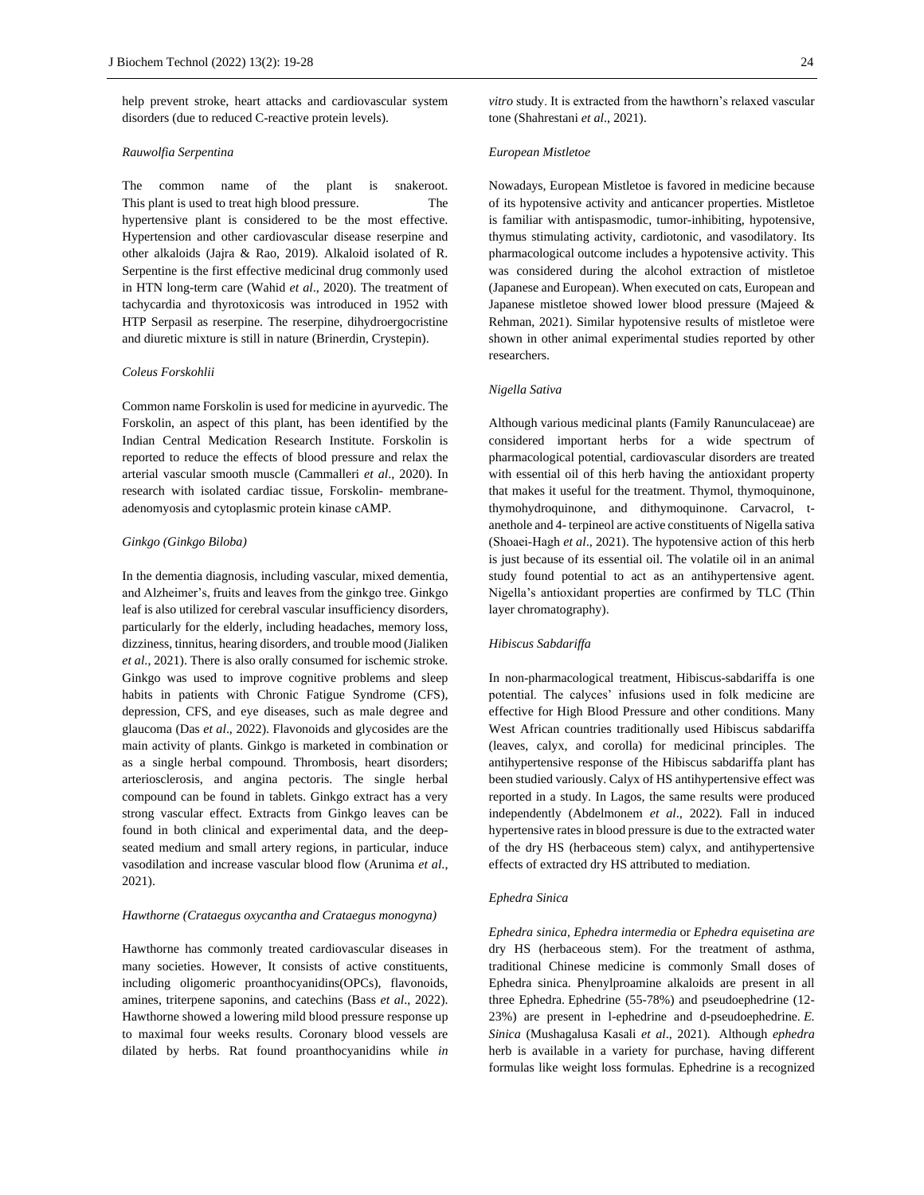help prevent stroke, heart attacks and cardiovascular system disorders (due to reduced C-reactive protein levels).

### *Rauwolfia Serpentina*

The common name of the plant is snakeroot. This plant is used to treat high blood pressure. The hypertensive plant is considered to be the most effective. Hypertension and other cardiovascular disease reserpine and other alkaloids (Jajra & Rao, 2019). Alkaloid isolated of R. Serpentine is the first effective medicinal drug commonly used in HTN long-term care (Wahid *et al*., 2020). The treatment of tachycardia and thyrotoxicosis was introduced in 1952 with HTP Serpasil as reserpine. The reserpine, dihydroergocristine and diuretic mixture is still in nature (Brinerdin, Crystepin).

### *Coleus Forskohlii*

Common name Forskolin is used for medicine in ayurvedic. The Forskolin, an aspect of this plant, has been identified by the Indian Central Medication Research Institute. Forskolin is reported to reduce the effects of blood pressure and relax the arterial vascular smooth muscle (Cammalleri *et al*., 2020). In research with isolated cardiac tissue, Forskolin- membrane-adenomyosis and cytoplasmic protein kinase cAMP.

### *Ginkgo (Ginkgo Biloba)*

In the dementia diagnosis, including vascular, mixed dementia, and Alzheimer's, fruits and leaves from the ginkgo tree. Ginkgo leaf is also utilized for cerebral vascular insufficiency disorders, particularly for the elderly, including headaches, memory loss, dizziness, tinnitus, hearing disorders, and trouble mood (Jialiken *et al*., 2021). There is also orally consumed for ischemic stroke. Ginkgo was used to improve cognitive problems and sleep habits in patients with Chronic Fatigue Syndrome (CFS), depression, CFS, and eye diseases, such as male degree and glaucoma (Das *et al*., 2022). Flavonoids and glycosides are the main activity of plants. Ginkgo is marketed in combination or as a single herbal compound. Thrombosis, heart disorders; arteriosclerosis, and angina pectoris. The single herbal compound can be found in tablets. Ginkgo extract has a very strong vascular effect. Extracts from Ginkgo leaves can be found in both clinical and experimental data, and the deep-seated medium and small artery regions, in particular, induce vasodilation and increase vascular blood flow (Arunima *et al*., 2021).

### *Hawthorne (Crataegus oxycantha and Crataegus monogyna)*

Hawthorne has commonly treated cardiovascular diseases in many societies. However, It consists of active constituents, including oligomeric proanthocyanidins(OPCs), flavonoids, amines, triterpene saponins, and catechins (Bass *et al*., 2022). Hawthorne showed a lowering mild blood pressure response up to maximal four weeks results. Coronary blood vessels are dilated by herbs. Rat found proanthocyanidins while *in vitro* study. It is extracted from the hawthorn's relaxed vascular tone (Shahrestani *et al*., 2021).

### *European Mistletoe*

Nowadays, European Mistletoe is favored in medicine because of its hypotensive activity and anticancer properties. Mistletoe is familiar with antispasmodic, tumor-inhibiting, hypotensive, thymus stimulating activity, cardiotonic, and vasodilatory. Its pharmacological outcome includes a hypotensive activity. This was considered during the alcohol extraction of mistletoe (Japanese and European). When executed on cats, European and Japanese mistletoe showed lower blood pressure (Majeed & Rehman, 2021). Similar hypotensive results of mistletoe were shown in other animal experimental studies reported by other researchers.

### *Nigella Sativa*

Although various medicinal plants (Family Ranunculaceae) are considered important herbs for a wide spectrum of pharmacological potential, cardiovascular disorders are treated with essential oil of this herb having the antioxidant property that makes it useful for the treatment. Thymol, thymoquinone, thymohydroquinone, and dithymoquinone. Carvacrol, t-anethole and 4- terpineol are active constituents of Nigella sativa (Shoaei-Hagh *et al*., 2021). The hypotensive action of this herb is just because of its essential oil. The volatile oil in an animal study found potential to act as an antihypertensive agent. Nigella's antioxidant properties are confirmed by TLC (Thin layer chromatography).

### *Hibiscus Sabdariffa*

In non-pharmacological treatment, Hibiscus-sabdariffa is one potential. The calyces' infusions used in folk medicine are effective for High Blood Pressure and other conditions. Many West African countries traditionally used Hibiscus sabdariffa (leaves, calyx, and corolla) for medicinal principles. The antihypertensive response of the Hibiscus sabdariffa plant has been studied variously. Calyx of HS antihypertensive effect was reported in a study. In Lagos, the same results were produced independently (Abdelmonem *et al*., 2022). Fall in induced hypertensive rates in blood pressure is due to the extracted water of the dry HS (herbaceous stem) calyx, and antihypertensive effects of extracted dry HS attributed to mediation.

### *Ephedra Sinica*

*Ephedra sinica*, *Ephedra intermedia* or *Ephedra equisetina are* dry HS (herbaceous stem). For the treatment of asthma, traditional Chinese medicine is commonly Small doses of Ephedra sinica. Phenylproamine alkaloids are present in all three Ephedra. Ephedrine (55-78%) and pseudoephedrine (12-23%) are present in l-ephedrine and d-pseudoephedrine. *E. Sinica* (Mushagalusa Kasali *et al*., 2021). Although *ephedra* herb is available in a variety for purchase, having different formulas like weight loss formulas. Ephedrine is a recognized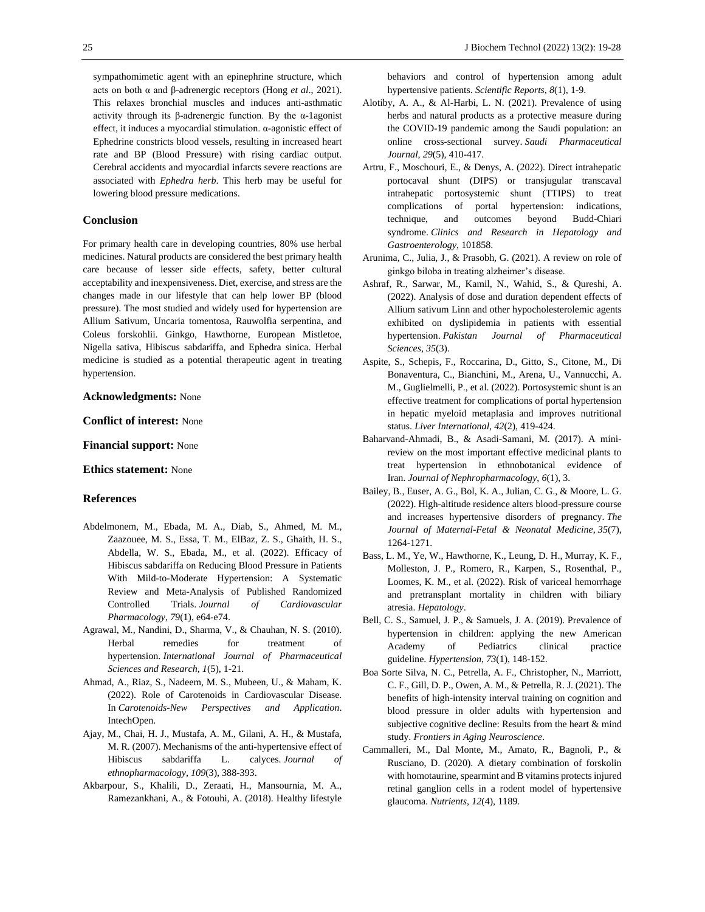sympathomimetic agent with an epinephrine structure, which acts on both α and β-adrenergic receptors (Hong *et al*., 2021). This relaxes bronchial muscles and induces anti-asthmatic activity through its β-adrenergic function. By the α-1agonist effect, it induces a myocardial stimulation. α-agonistic effect of Ephedrine constricts blood vessels, resulting in increased heart rate and BP (Blood Pressure) with rising cardiac output. Cerebral accidents and myocardial infarcts severe reactions are associated with *Ephedra herb*. This herb may be useful for lowering blood pressure medications.

## Conclusion

For primary health care in developing countries, 80% use herbal medicines. Natural products are considered the best primary health care because of lesser side effects, safety, better cultural acceptability and inexpensiveness. Diet, exercise, and stress are the changes made in our lifestyle that can help lower BP (blood pressure). The most studied and widely used for hypertension are Allium Sativum, Uncaria tomentosa, Rauwolfia serpentina, and Coleus forskohlii. Ginkgo, Hawthorne, European Mistletoe, Nigella sativa, Hibiscus sabdariffa, and Ephedra sinica. Herbal medicine is studied as a potential therapeutic agent in treating hypertension.

**Acknowledgments:** None

**Conflict of interest:** None

**Financial support:** None

**Ethics statement:** None

## References

Abdelmonem, M., Ebada, M. A., Diab, S., Ahmed, M. M., Zaazouee, M. S., Essa, T. M., ElBaz, Z. S., Ghaith, H. S., Abdella, W. S., Ebada, M., et al. (2022). Efficacy of Hibiscus sabdariffa on Reducing Blood Pressure in Patients With Mild-to-Moderate Hypertension: A Systematic Review and Meta-Analysis of Published Randomized Controlled Trials. *Journal of Cardiovascular Pharmacology*, *79*(1), e64-e74.

Agrawal, M., Nandini, D., Sharma, V., & Chauhan, N. S. (2010). Herbal remedies for treatment of hypertension. *International Journal of Pharmaceutical Sciences and Research*, *1*(5), 1-21.

Ahmad, A., Riaz, S., Nadeem, M. S., Mubeen, U., & Maham, K. (2022). Role of Carotenoids in Cardiovascular Disease. In *Carotenoids-New Perspectives and Application*. IntechOpen.

Ajay, M., Chai, H. J., Mustafa, A. M., Gilani, A. H., & Mustafa, M. R. (2007). Mechanisms of the anti-hypertensive effect of Hibiscus sabdariffa L. calyces. *Journal of ethnopharmacology*, *109*(3), 388-393.

Akbarpour, S., Khalili, D., Zeraati, H., Mansournia, M. A., Ramezankhani, A., & Fotouhi, A. (2018). Healthy lifestyle behaviors and control of hypertension among adult hypertensive patients. *Scientific Reports*, *8*(1), 1-9.

Alotiby, A. A., & Al-Harbi, L. N. (2021). Prevalence of using herbs and natural products as a protective measure during the COVID-19 pandemic among the Saudi population: an online cross-sectional survey. *Saudi Pharmaceutical Journal*, *29*(5), 410-417.

Artru, F., Moschouri, E., & Denys, A. (2022). Direct intrahepatic portocaval shunt (DIPS) or transjugular transcaval intrahepatic portosystemic shunt (TTIPS) to treat complications of portal hypertension: indications, technique, and outcomes beyond Budd-Chiari syndrome. *Clinics and Research in Hepatology and Gastroenterology*, 101858.

Arunima, C., Julia, J., & Prasobh, G. (2021). A review on role of ginkgo biloba in treating alzheimer's disease.

Ashraf, R., Sarwar, M., Kamil, N., Wahid, S., & Qureshi, A. (2022). Analysis of dose and duration dependent effects of Allium sativum Linn and other hypocholesterolemic agents exhibited on dyslipidemia in patients with essential hypertension. *Pakistan Journal of Pharmaceutical Sciences*, *35*(3).

Aspite, S., Schepis, F., Roccarina, D., Gitto, S., Citone, M., Di Bonaventura, C., Bianchini, M., Arena, U., Vannucchi, A. M., Guglielmelli, P., et al. (2022). Portosystemic shunt is an effective treatment for complications of portal hypertension in hepatic myeloid metaplasia and improves nutritional status. *Liver International*, *42*(2), 419-424.

Baharvand-Ahmadi, B., & Asadi-Samani, M. (2017). A mini-review on the most important effective medicinal plants to treat hypertension in ethnobotanical evidence of Iran. *Journal of Nephropharmacology*, *6*(1), 3.

Bailey, B., Euser, A. G., Bol, K. A., Julian, C. G., & Moore, L. G. (2022). High-altitude residence alters blood-pressure course and increases hypertensive disorders of pregnancy. *The Journal of Maternal-Fetal & Neonatal Medicine*, *35*(7), 1264-1271.

Bass, L. M., Ye, W., Hawthorne, K., Leung, D. H., Murray, K. F., Molleston, J. P., Romero, R., Karpen, S., Rosenthal, P., Loomes, K. M., et al. (2022). Risk of variceal hemorrhage and pretransplant mortality in children with biliary atresia. *Hepatology*.

Bell, C. S., Samuel, J. P., & Samuels, J. A. (2019). Prevalence of hypertension in children: applying the new American Academy of Pediatrics clinical practice guideline. *Hypertension*, *73*(1), 148-152.

Boa Sorte Silva, N. C., Petrella, A. F., Christopher, N., Marriott, C. F., Gill, D. P., Owen, A. M., & Petrella, R. J. (2021). The benefits of high-intensity interval training on cognition and blood pressure in older adults with hypertension and subjective cognitive decline: Results from the heart & mind study. *Frontiers in Aging Neuroscience*.

Cammalleri, M., Dal Monte, M., Amato, R., Bagnoli, P., & Rusciano, D. (2020). A dietary combination of forskolin with homotaurine, spearmint and B vitamins protects injured retinal ganglion cells in a rodent model of hypertensive glaucoma. *Nutrients*, *12*(4), 1189.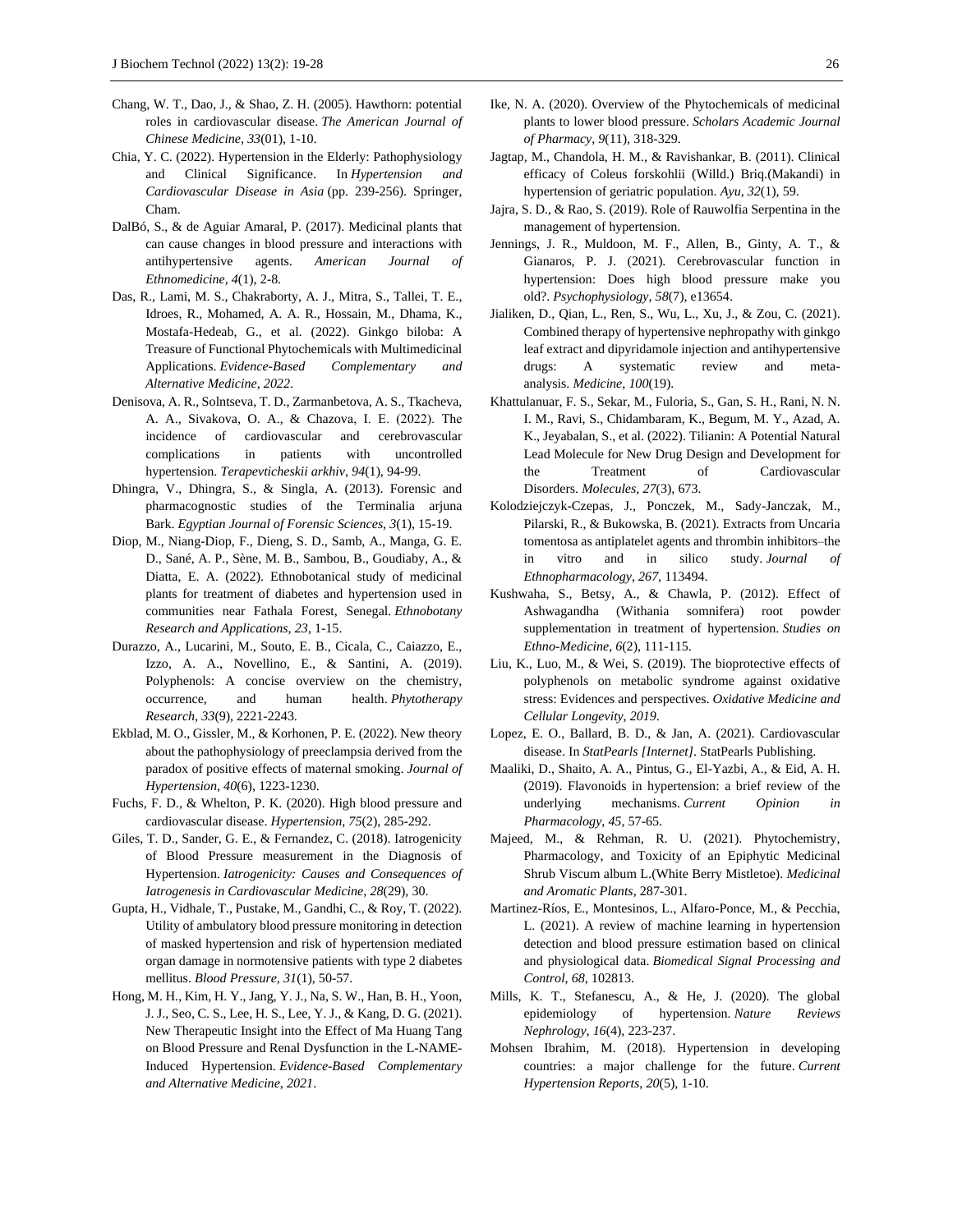Chang, W. T., Dao, J., & Shao, Z. H. (2005). Hawthorn: potential roles in cardiovascular disease. *The American Journal of Chinese Medicine*, *33*(01), 1-10.

Chia, Y. C. (2022). Hypertension in the Elderly: Pathophysiology and Clinical Significance. In *Hypertension and Cardiovascular Disease in Asia* (pp. 239-256). Springer, Cham.

DalBó, S., & de Aguiar Amaral, P. (2017). Medicinal plants that can cause changes in blood pressure and interactions with antihypertensive agents. *American Journal of Ethnomedicine*, *4*(1), 2-8.

Das, R., Lami, M. S., Chakraborty, A. J., Mitra, S., Tallei, T. E., Idroes, R., Mohamed, A. A. R., Hossain, M., Dhama, K., Mostafa-Hedeab, G., et al. (2022). Ginkgo biloba: A Treasure of Functional Phytochemicals with Multimedicinal Applications. *Evidence-Based Complementary and Alternative Medicine*, *2022*.

Denisova, A. R., Solntseva, T. D., Zarmanbetova, A. S., Tkacheva, A. A., Sivakova, O. A., & Chazova, I. E. (2022). The incidence of cardiovascular and cerebrovascular complications in patients with uncontrolled hypertension. *Terapevticheskii arkhiv*, *94*(1), 94-99.

Dhingra, V., Dhingra, S., & Singla, A. (2013). Forensic and pharmacognostic studies of the Terminalia arjuna Bark. *Egyptian Journal of Forensic Sciences*, *3*(1), 15-19.

Diop, M., Niang-Diop, F., Dieng, S. D., Samb, A., Manga, G. E. D., Sané, A. P., Sène, M. B., Sambou, B., Goudiaby, A., & Diatta, E. A. (2022). Ethnobotanical study of medicinal plants for treatment of diabetes and hypertension used in communities near Fathala Forest, Senegal. *Ethnobotany Research and Applications*, *23*, 1-15.

Durazzo, A., Lucarini, M., Souto, E. B., Cicala, C., Caiazzo, E., Izzo, A. A., Novellino, E., & Santini, A. (2019). Polyphenols: A concise overview on the chemistry, occurrence, and human health. *Phytotherapy Research*, *33*(9), 2221-2243.

Ekblad, M. O., Gissler, M., & Korhonen, P. E. (2022). New theory about the pathophysiology of preeclampsia derived from the paradox of positive effects of maternal smoking. *Journal of Hypertension*, *40*(6), 1223-1230.

Fuchs, F. D., & Whelton, P. K. (2020). High blood pressure and cardiovascular disease. *Hypertension*, *75*(2), 285-292.

Giles, T. D., Sander, G. E., & Fernandez, C. (2018). Iatrogenicity of Blood Pressure measurement in the Diagnosis of Hypertension. *Iatrogenicity: Causes and Consequences of Iatrogenesis in Cardiovascular Medicine*, *28*(29), 30.

Gupta, H., Vidhale, T., Pustake, M., Gandhi, C., & Roy, T. (2022). Utility of ambulatory blood pressure monitoring in detection of masked hypertension and risk of hypertension mediated organ damage in normotensive patients with type 2 diabetes mellitus. *Blood Pressure*, *31*(1), 50-57.

Hong, M. H., Kim, H. Y., Jang, Y. J., Na, S. W., Han, B. H., Yoon, J. J., Seo, C. S., Lee, H. S., Lee, Y. J., & Kang, D. G. (2021). New Therapeutic Insight into the Effect of Ma Huang Tang on Blood Pressure and Renal Dysfunction in the L-NAME-Induced Hypertension. *Evidence-Based Complementary and Alternative Medicine*, *2021*.

Ike, N. A. (2020). Overview of the Phytochemicals of medicinal plants to lower blood pressure. *Scholars Academic Journal of Pharmacy*, *9*(11), 318-329.

Jagtap, M., Chandola, H. M., & Ravishankar, B. (2011). Clinical efficacy of Coleus forskohlii (Willd.) Briq.(Makandi) in hypertension of geriatric population. *Ayu*, *32*(1), 59.

Jajra, S. D., & Rao, S. (2019). Role of Rauwolfia Serpentina in the management of hypertension.

Jennings, J. R., Muldoon, M. F., Allen, B., Ginty, A. T., & Gianaros, P. J. (2021). Cerebrovascular function in hypertension: Does high blood pressure make you old?. *Psychophysiology*, *58*(7), e13654.

Jialiken, D., Qian, L., Ren, S., Wu, L., Xu, J., & Zou, C. (2021). Combined therapy of hypertensive nephropathy with ginkgo leaf extract and dipyridamole injection and antihypertensive drugs: A systematic review and meta-analysis. *Medicine*, *100*(19).

Khattulanuar, F. S., Sekar, M., Fuloria, S., Gan, S. H., Rani, N. N. I. M., Ravi, S., Chidambaram, K., Begum, M. Y., Azad, A. K., Jeyabalan, S., et al. (2022). Tilianin: A Potential Natural Lead Molecule for New Drug Design and Development for the Treatment of Cardiovascular Disorders. *Molecules*, *27*(3), 673.

Kolodziejczyk-Czepas, J., Ponczek, M., Sady-Janczak, M., Pilarski, R., & Bukowska, B. (2021). Extracts from Uncaria tomentosa as antiplatelet agents and thrombin inhibitors–the in vitro and in silico study. *Journal of Ethnopharmacology*, *267*, 113494.

Kushwaha, S., Betsy, A., & Chawla, P. (2012). Effect of Ashwagandha (Withania somnifera) root powder supplementation in treatment of hypertension. *Studies on Ethno-Medicine*, *6*(2), 111-115.

Liu, K., Luo, M., & Wei, S. (2019). The bioprotective effects of polyphenols on metabolic syndrome against oxidative stress: Evidences and perspectives. *Oxidative Medicine and Cellular Longevity*, *2019*.

Lopez, E. O., Ballard, B. D., & Jan, A. (2021). Cardiovascular disease. In *StatPearls [Internet]*. StatPearls Publishing.

Maaliki, D., Shaito, A. A., Pintus, G., El-Yazbi, A., & Eid, A. H. (2019). Flavonoids in hypertension: a brief review of the underlying mechanisms. *Current Opinion in Pharmacology*, *45*, 57-65.

Majeed, M., & Rehman, R. U. (2021). Phytochemistry, Pharmacology, and Toxicity of an Epiphytic Medicinal Shrub Viscum album L.(White Berry Mistletoe). *Medicinal and Aromatic Plants*, 287-301.

Martinez-Ríos, E., Montesinos, L., Alfaro-Ponce, M., & Pecchia, L. (2021). A review of machine learning in hypertension detection and blood pressure estimation based on clinical and physiological data. *Biomedical Signal Processing and Control*, *68*, 102813.

Mills, K. T., Stefanescu, A., & He, J. (2020). The global epidemiology of hypertension. *Nature Reviews Nephrology*, *16*(4), 223-237.

Mohsen Ibrahim, M. (2018). Hypertension in developing countries: a major challenge for the future. *Current Hypertension Reports*, *20*(5), 1-10.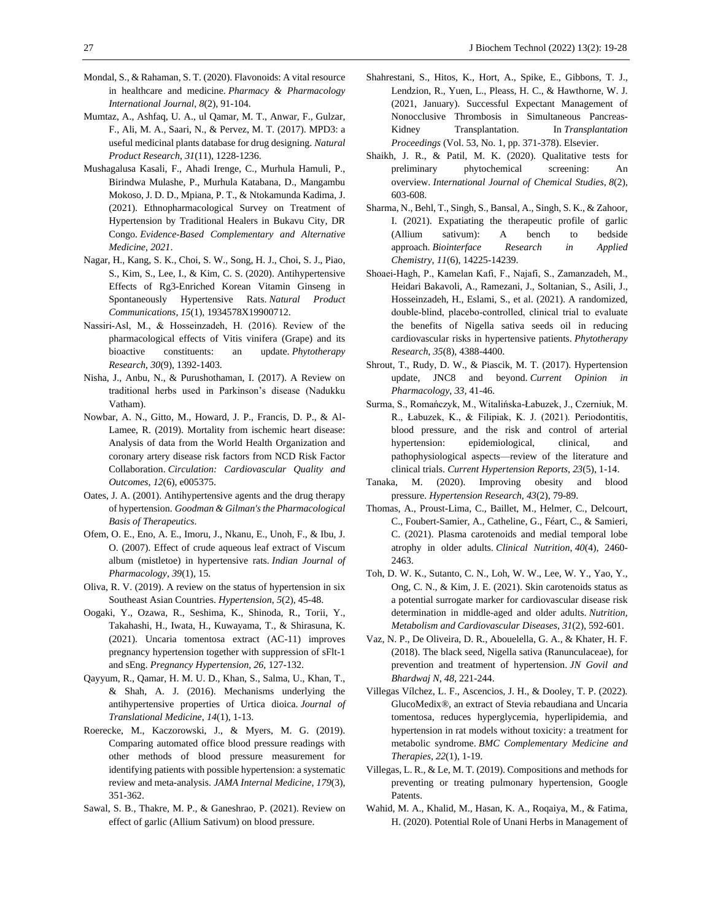Mondal, S., & Rahaman, S. T. (2020). Flavonoids: A vital resource in healthcare and medicine. *Pharmacy & Pharmacology International Journal*, *8*(2), 91-104.

Mumtaz, A., Ashfaq, U. A., ul Qamar, M. T., Anwar, F., Gulzar, F., Ali, M. A., Saari, N., & Pervez, M. T. (2017). MPD3: a useful medicinal plants database for drug designing. *Natural Product Research*, *31*(11), 1228-1236.

Mushagalusa Kasali, F., Ahadi Irenge, C., Murhula Hamuli, P., Birindwa Mulashe, P., Murhula Katabana, D., Mangambu Mokoso, J. D. D., Mpiana, P. T., & Ntokamunda Kadima, J. (2021). Ethnopharmacological Survey on Treatment of Hypertension by Traditional Healers in Bukavu City, DR Congo. *Evidence-Based Complementary and Alternative Medicine*, *2021*.

Nagar, H., Kang, S. K., Choi, S. W., Song, H. J., Choi, S. J., Piao, S., Kim, S., Lee, I., & Kim, C. S. (2020). Antihypertensive Effects of Rg3-Enriched Korean Vitamin Ginseng in Spontaneously Hypertensive Rats. *Natural Product Communications*, *15*(1), 1934578X19900712.

Nassiri-Asl, M., & Hosseinzadeh, H. (2016). Review of the pharmacological effects of Vitis vinifera (Grape) and its bioactive constituents: an update. *Phytotherapy Research*, *30*(9), 1392-1403.

Nisha, J., Anbu, N., & Purushothaman, I. (2017). A Review on traditional herbs used in Parkinson's disease (Nadukku Vatham).

Nowbar, A. N., Gitto, M., Howard, J. P., Francis, D. P., & Al-Lamee, R. (2019). Mortality from ischemic heart disease: Analysis of data from the World Health Organization and coronary artery disease risk factors from NCD Risk Factor Collaboration. *Circulation: Cardiovascular Quality and Outcomes*, *12*(6), e005375.

Oates, J. A. (2001). Antihypertensive agents and the drug therapy of hypertension. *Goodman & Gilman's the Pharmacological Basis of Therapeutics*.

Ofem, O. E., Eno, A. E., Imoru, J., Nkanu, E., Unoh, F., & Ibu, J. O. (2007). Effect of crude aqueous leaf extract of Viscum album (mistletoe) in hypertensive rats. *Indian Journal of Pharmacology*, *39*(1), 15.

Oliva, R. V. (2019). A review on the status of hypertension in six Southeast Asian Countries. *Hypertension*, *5*(2), 45-48.

Oogaki, Y., Ozawa, R., Seshima, K., Shinoda, R., Torii, Y., Takahashi, H., Iwata, H., Kuwayama, T., & Shirasuna, K. (2021). Uncaria tomentosa extract (AC-11) improves pregnancy hypertension together with suppression of sFlt-1 and sEng. *Pregnancy Hypertension*, *26*, 127-132.

Qayyum, R., Qamar, H. M. U. D., Khan, S., Salma, U., Khan, T., & Shah, A. J. (2016). Mechanisms underlying the antihypertensive properties of Urtica dioica. *Journal of Translational Medicine*, *14*(1), 1-13.

Roerecke, M., Kaczorowski, J., & Myers, M. G. (2019). Comparing automated office blood pressure readings with other methods of blood pressure measurement for identifying patients with possible hypertension: a systematic review and meta-analysis. *JAMA Internal Medicine*, *179*(3), 351-362.

Sawal, S. B., Thakre, M. P., & Ganeshrao, P. (2021). Review on effect of garlic (Allium Sativum) on blood pressure.

Shahrestani, S., Hitos, K., Hort, A., Spike, E., Gibbons, T. J., Lendzion, R., Yuen, L., Pleass, H. C., & Hawthorne, W. J. (2021, January). Successful Expectant Management of Nonocclusive Thrombosis in Simultaneous Pancreas-Kidney Transplantation. In *Transplantation Proceedings* (Vol. 53, No. 1, pp. 371-378). Elsevier.

Shaikh, J. R., & Patil, M. K. (2020). Qualitative tests for preliminary phytochemical screening: An overview. *International Journal of Chemical Studies*, *8*(2), 603-608.

Sharma, N., Behl, T., Singh, S., Bansal, A., Singh, S. K., & Zahoor, I. (2021). Expatiating the therapeutic profile of garlic (Allium sativum): A bench to bedside approach. *Biointerface Research in Applied Chemistry*, *11*(6), 14225-14239.

Shoaei-Hagh, P., Kamelan Kafi, F., Najafi, S., Zamanzadeh, M., Heidari Bakavoli, A., Ramezani, J., Soltanian, S., Asili, J., Hosseinzadeh, H., Eslami, S., et al. (2021). A randomized, double-blind, placebo-controlled, clinical trial to evaluate the benefits of Nigella sativa seeds oil in reducing cardiovascular risks in hypertensive patients. *Phytotherapy Research*, *35*(8), 4388-4400.

Shrout, T., Rudy, D. W., & Piascik, M. T. (2017). Hypertension update, JNC8 and beyond. *Current Opinion in Pharmacology*, *33*, 41-46.

Surma, S., Romańczyk, M., Witalińska-Łabuzek, J., Czerniuk, M. R., Łabuzek, K., & Filipiak, K. J. (2021). Periodontitis, blood pressure, and the risk and control of arterial hypertension: epidemiological, clinical, and pathophysiological aspects—review of the literature and clinical trials. *Current Hypertension Reports*, *23*(5), 1-14.

Tanaka, M. (2020). Improving obesity and blood pressure. *Hypertension Research*, *43*(2), 79-89.

Thomas, A., Proust-Lima, C., Baillet, M., Helmer, C., Delcourt, C., Foubert-Samier, A., Catheline, G., Féart, C., & Samieri, C. (2021). Plasma carotenoids and medial temporal lobe atrophy in older adults. *Clinical Nutrition*, *40*(4), 2460-2463.

Toh, D. W. K., Sutanto, C. N., Loh, W. W., Lee, W. Y., Yao, Y., Ong, C. N., & Kim, J. E. (2021). Skin carotenoids status as a potential surrogate marker for cardiovascular disease risk determination in middle-aged and older adults. *Nutrition, Metabolism and Cardiovascular Diseases*, *31*(2), 592-601.

Vaz, N. P., De Oliveira, D. R., Abouelella, G. A., & Khater, H. F. (2018). The black seed, Nigella sativa (Ranunculaceae), for prevention and treatment of hypertension. *JN Govil and Bhardwaj N*, *48*, 221-244.

Villegas Vílchez, L. F., Ascencios, J. H., & Dooley, T. P. (2022). GlucoMedix®, an extract of Stevia rebaudiana and Uncaria tomentosa, reduces hyperglycemia, hyperlipidemia, and hypertension in rat models without toxicity: a treatment for metabolic syndrome. *BMC Complementary Medicine and Therapies*, *22*(1), 1-19.

Villegas, L. R., & Le, M. T. (2019). Compositions and methods for preventing or treating pulmonary hypertension, Google Patents.

Wahid, M. A., Khalid, M., Hasan, K. A., Roqaiya, M., & Fatima, H. (2020). Potential Role of Unani Herbs in Management of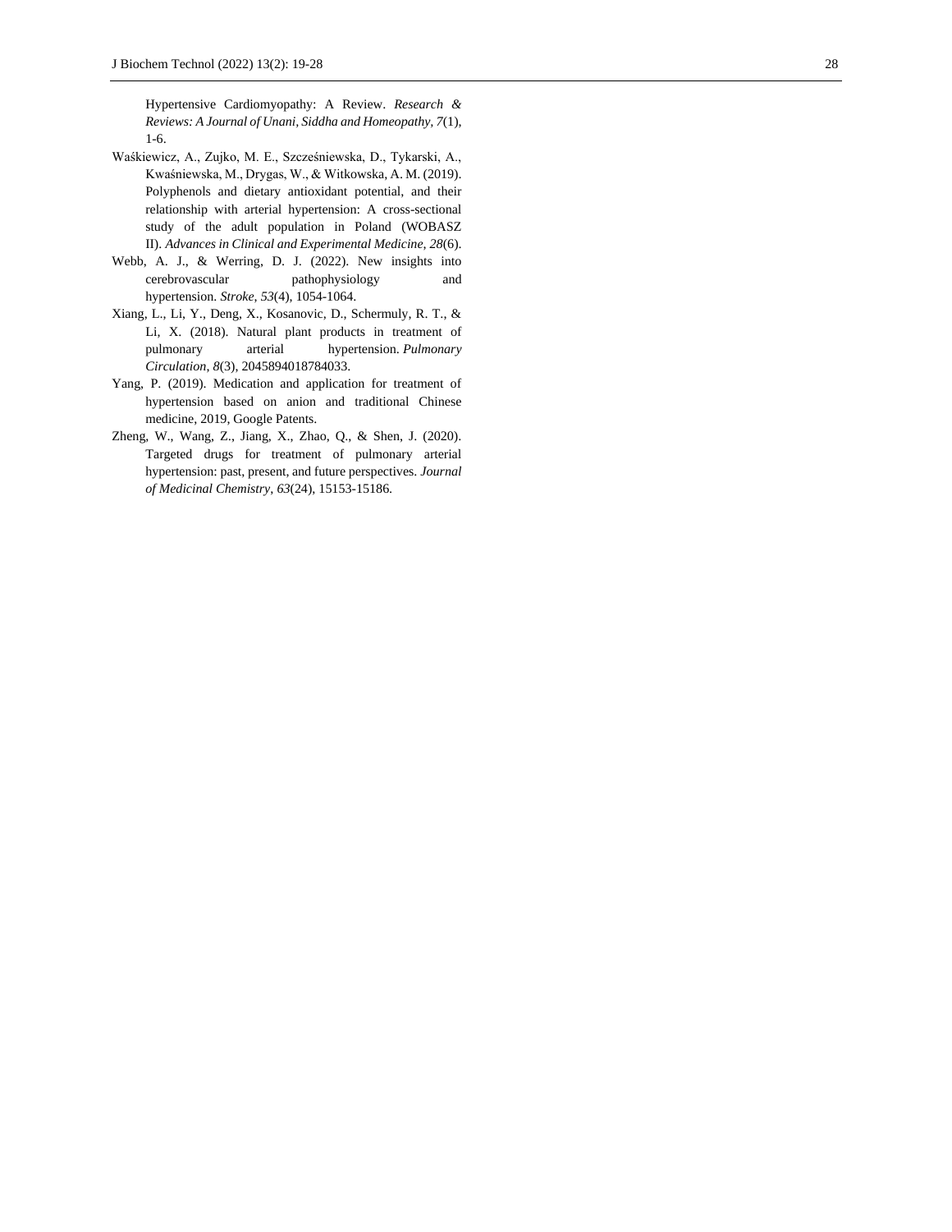Hypertensive Cardiomyopathy: A Review. *Research & Reviews: A Journal of Unani, Siddha and Homeopathy, 7*(1), 1-6.

Waśkiewicz, A., Zujko, M. E., Szcześniewska, D., Tykarski, A., Kwaśniewska, M., Drygas, W., & Witkowska, A. M. (2019). Polyphenols and dietary antioxidant potential, and their relationship with arterial hypertension: A cross-sectional study of the adult population in Poland (WOBASZ II). *Advances in Clinical and Experimental Medicine, 28*(6).

Webb, A. J., & Werring, D. J. (2022). New insights into cerebrovascular pathophysiology and hypertension. *Stroke, 53*(4), 1054-1064.

Xiang, L., Li, Y., Deng, X., Kosanovic, D., Schermuly, R. T., & Li, X. (2018). Natural plant products in treatment of pulmonary arterial hypertension. *Pulmonary Circulation, 8*(3), 2045894018784033.

Yang, P. (2019). Medication and application for treatment of hypertension based on anion and traditional Chinese medicine, 2019, Google Patents.

Zheng, W., Wang, Z., Jiang, X., Zhao, Q., & Shen, J. (2020). Targeted drugs for treatment of pulmonary arterial hypertension: past, present, and future perspectives. *Journal of Medicinal Chemistry*, *63*(24), 15153-15186.